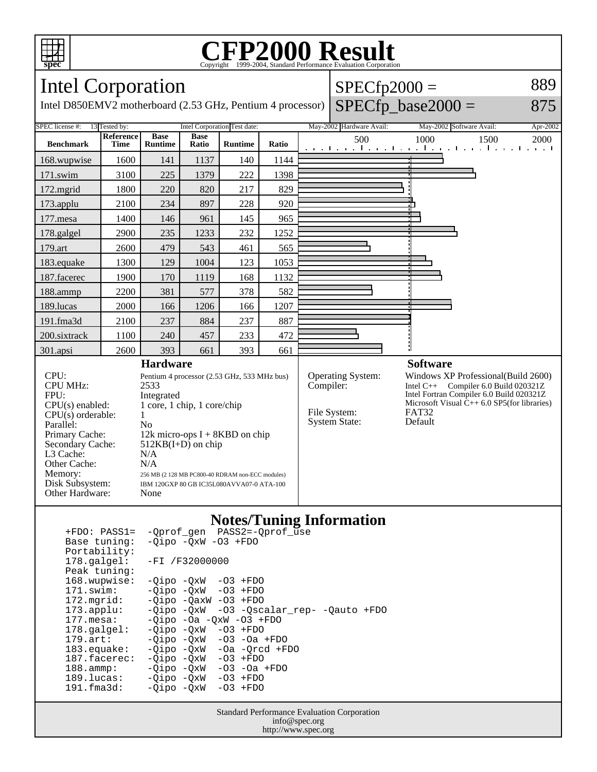# CFP2000 Result

Copyright 1999-2004, Standard Performance Evaluation Corporation

## Intel Corporation

Intel D850EMV2 motherboard (2.53 GHz, Pentium 4 processor)

SPECfp2000 = 889

SPECfp_base2000 = 875

| SPEC license #: | 13 | Tested by: | Intel Corporation | Test date: | May-2002 | Hardware Avail: | May-2002 | Software Avail: | Apr-2002 |
|---|---|---|---|---|---|---|---|---|---|

| Benchmark | Reference Time | Base Runtime | Base Ratio | Runtime | Ratio |
|---|---|---|---|---|---|
| 168.wupwise | 1600 | 141 | 1137 | 140 | 1144 |
| 171.swim | 3100 | 225 | 1379 | 222 | 1398 |
| 172.mgrid | 1800 | 220 | 820 | 217 | 829 |
| 173.applu | 2100 | 234 | 897 | 228 | 920 |
| 177.mesa | 1400 | 146 | 961 | 145 | 965 |
| 178.galgel | 2900 | 235 | 1233 | 232 | 1252 |
| 179.art | 2600 | 479 | 543 | 461 | 565 |
| 183.equake | 1300 | 129 | 1004 | 123 | 1053 |
| 187.facerec | 1900 | 170 | 1119 | 168 | 1132 |
| 188.ammp | 2200 | 381 | 577 | 378 | 582 |
| 189.lucas | 2000 | 166 | 1206 | 166 | 1207 |
| 191.fma3d | 2100 | 237 | 884 | 237 | 887 |
| 200.sixtrack | 1100 | 240 | 457 | 233 | 472 |
| 301.apsi | 2600 | 393 | 661 | 393 | 661 |

### Hardware

| | |
|---|---|
| CPU: | Pentium 4 processor (2.53 GHz, 533 MHz bus) |
| CPU MHz: | 2533 |
| FPU: | Integrated |
| CPU(s) enabled: | 1 core, 1 chip, 1 core/chip |
| CPU(s) orderable: | 1 |
| Parallel: | No |
| Primary Cache: | 12k micro-ops I + 8KBD on chip |
| Secondary Cache: | 512KB(I+D) on chip |
| L3 Cache: | N/A |
| Other Cache: | N/A |
| Memory: | 256 MB (2 128 MB PC800-40 RDRAM non-ECC modules) |
| Disk Subsystem: | IBM 120GXP 80 GB IC35L080AVVA07-0 ATA-100 |
| Other Hardware: | None |

### Software

| | |
|---|---|
| Operating System: | Windows XP Professional(Build 2600) |
| Compiler: | Intel C++ Compiler 6.0 Build 020321Z<br>Intel Fortran Compiler 6.0 Build 020321Z<br>Microsoft Visual C++ 6.0 SP5(for libraries) |
| File System: | FAT32 |
| System State: | Default |

### Notes/Tuning Information

```
+FDO: PASS1=  -Qprof_gen  PASS2=-Qprof_use
Base tuning:  -Qipo -QxW -O3 +FDO
Portability:
178.galgel:   -FI /F32000000
Peak tuning:
168.wupwise:  -Qipo -QxW  -O3 +FDO
171.swim:     -Qipo -QxW  -O3 +FDO
172.mgrid:    -Qipo -QaxW -O3 +FDO
173.applu:    -Qipo -QxW  -O3 -Qscalar_rep- -Qauto +FDO
177.mesa:     -Qipo -Oa -QxW -O3 +FDO
178.galgel:   -Qipo -QxW  -O3 +FDO
179.art:      -Qipo -QxW  -O3 -Oa +FDO
183.equake:   -Qipo -QxW  -Oa -Qrcd +FDO
187.facerec:  -Qipo -QxW  -O3 +FDO
188.ammp:     -Qipo -QxW  -O3 -Oa +FDO
189.lucas:    -Qipo -QxW  -O3 +FDO
191.fma3d:    -Qipo -QxW  -O3 +FDO
```

Standard Performance Evaluation Corporation
info@spec.org
http://www.spec.org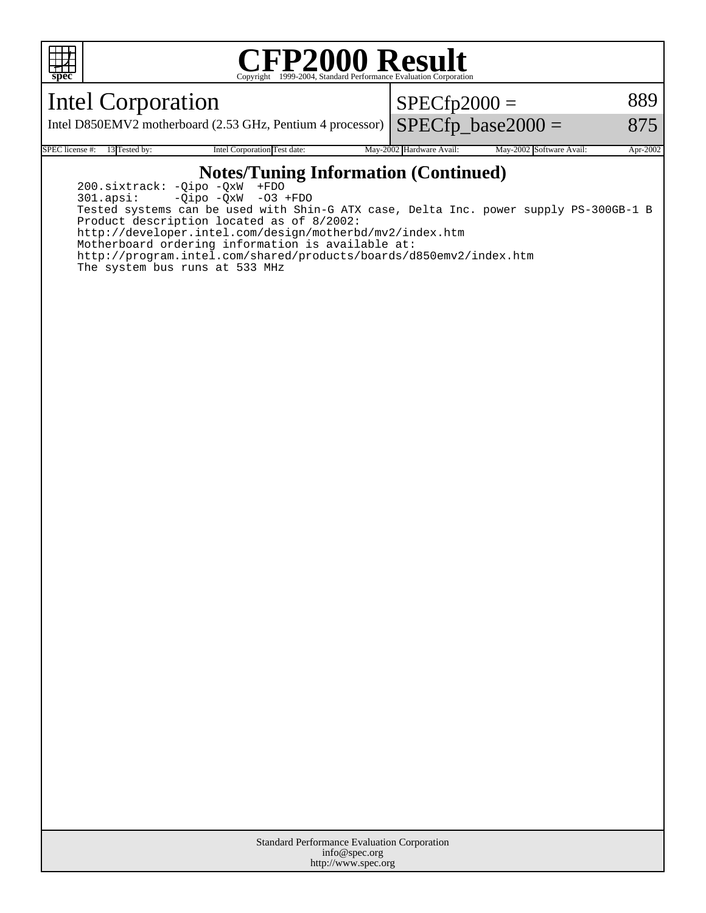# CFP2000 Result

Copyright 1999-2004, Standard Performance Evaluation Corporation

## Intel Corporation

Intel D850EMV2 motherboard (2.53 GHz, Pentium 4 processor)

SPECfp2000 = 889

SPECfp_base2000 = 875

| SPEC license #: | 13 | Tested by: | Intel Corporation | Test date: | May-2002 | Hardware Avail: | May-2002 | Software Avail: | Apr-2002 |
|---|---|---|---|---|---|---|---|---|---|

### Notes/Tuning Information (Continued)

```
200.sixtrack: -Qipo -QxW  +FDO
301.apsi:     -Qipo -QxW  -O3 +FDO
Tested systems can be used with Shin-G ATX case, Delta Inc. power supply PS-300GB-1 B
Product description located as of 8/2002:
http://developer.intel.com/design/motherbd/mv2/index.htm
Motherboard ordering information is available at:
http://program.intel.com/shared/products/boards/d850emv2/index.htm
The system bus runs at 533 MHz
```